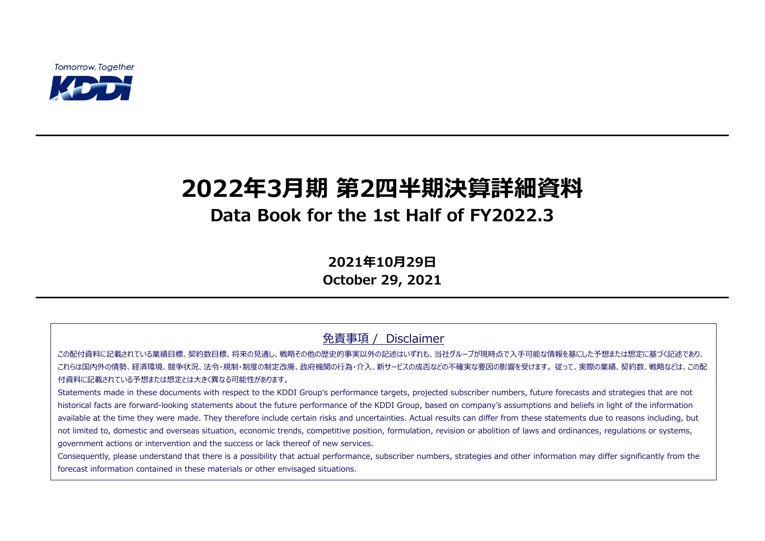Tomorrow, Together

KDDI

# 2022年3月期 第2四半期決算詳細資料

## Data Book for the 1st Half of FY2022.3

**2021年10月29日**

**October 29, 2021**

### 免責事項 / Disclaimer

この配付資料に記載されている業績目標、契約数目標、将来の見通し、戦略その他の歴史的事実以外の記述はいずれも、当社グループが現時点で入手可能な情報を基にした予想または想定に基づく記述であり、これらは国内外の情勢、経済環境、競争状況、法令・規制・制度の制定改廃、政府機関の行為・介入、新サービスの成否などの不確実な要因の影響を受けます。従って、実際の業績、契約数、戦略などは、この配付資料に記載されている予想または想定とは大きく異なる可能性があります。

Statements made in these documents with respect to the KDDI Group's performance targets, projected subscriber numbers, future forecasts and strategies that are not historical facts are forward-looking statements about the future performance of the KDDI Group, based on company's assumptions and beliefs in light of the information available at the time they were made. They therefore include certain risks and uncertainties. Actual results can differ from these statements due to reasons including, but not limited to, domestic and overseas situation, economic trends, competitive position, formulation, revision or abolition of laws and ordinances, regulations or systems, government actions or intervention and the success or lack thereof of new services.

Consequently, please understand that there is a possibility that actual performance, subscriber numbers, strategies and other information may differ significantly from the forecast information contained in these materials or other envisaged situations.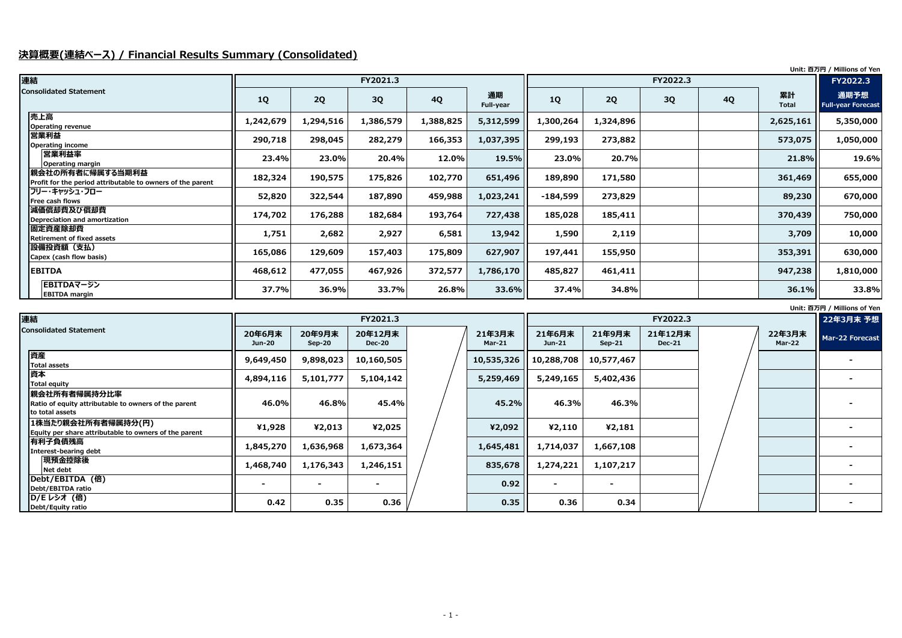## 決算概要(連結ベース) / Financial Results Summary (Consolidated)

Unit: 百万円 / Millions of Yen

| 連結 Consolidated Statement | FY2021.3 | | | | | FY2022.3 | | | | | FY2022.3 |
|---|---|---|---|---|---|---|---|---|---|---|---|
| | 1Q | 2Q | 3Q | 4Q | 通期 Full-year | 1Q | 2Q | 3Q | 4Q | 累計 Total | 通期予想 Full-year Forecast |
| 売上高 Operating revenue | 1,242,679 | 1,294,516 | 1,386,579 | 1,388,825 | 5,312,599 | 1,300,264 | 1,324,896 | | | 2,625,161 | 5,350,000 |
| 営業利益 Operating income | 290,718 | 298,045 | 282,279 | 166,353 | 1,037,395 | 299,193 | 273,882 | | | 573,075 | 1,050,000 |
| 営業利益率 Operating margin | 23.4% | 23.0% | 20.4% | 12.0% | 19.5% | 23.0% | 20.7% | | | 21.8% | 19.6% |
| 親会社の所有者に帰属する当期利益 Profit for the period attributable to owners of the parent | 182,324 | 190,575 | 175,826 | 102,770 | 651,496 | 189,890 | 171,580 | | | 361,469 | 655,000 |
| フリー・キャッシュ・フロー Free cash flows | 52,820 | 322,544 | 187,890 | 459,988 | 1,023,241 | -184,599 | 273,829 | | | 89,230 | 670,000 |
| 減価償却費及び償却費 Depreciation and amortization | 174,702 | 176,288 | 182,684 | 193,764 | 727,438 | 185,028 | 185,411 | | | 370,439 | 750,000 |
| 固定資産除却費 Retirement of fixed assets | 1,751 | 2,682 | 2,927 | 6,581 | 13,942 | 1,590 | 2,119 | | | 3,709 | 10,000 |
| 設備投資額（支払） Capex (cash flow basis) | 165,086 | 129,609 | 157,403 | 175,809 | 627,907 | 197,441 | 155,950 | | | 353,391 | 630,000 |
| EBITDA | 468,612 | 477,055 | 467,926 | 372,577 | 1,786,170 | 485,827 | 461,411 | | | 947,238 | 1,810,000 |
| EBITDAマージン EBITDA margin | 37.7% | 36.9% | 33.7% | 26.8% | 33.6% | 37.4% | 34.8% | | | 36.1% | 33.8% |

Unit: 百万円 / Millions of Yen

| 連結 Consolidated Statement | FY2021.3 | | | | | FY2022.3 | | | | | 22年3月末 予想 |
|---|---|---|---|---|---|---|---|---|---|---|---|
| | 20年6月末 Jun-20 | 20年9月末 Sep-20 | 20年12月末 Dec-20 | | 21年3月末 Mar-21 | 21年6月末 Jun-21 | 21年9月末 Sep-21 | 21年12月末 Dec-21 | | 22年3月末 Mar-22 | Mar-22 Forecast |
| 資産 Total assets | 9,649,450 | 9,898,023 | 10,160,505 | | 10,535,326 | 10,288,708 | 10,577,467 | | | | - |
| 資本 Total equity | 4,894,116 | 5,101,777 | 5,104,142 | | 5,259,469 | 5,249,165 | 5,402,436 | | | | - |
| 親会社所有者帰属持分比率 Ratio of equity attributable to owners of the parent to total assets | 46.0% | 46.8% | 45.4% | | 45.2% | 46.3% | 46.3% | | | | - |
| 1株当たり親会社所有者帰属持分(円) Equity per share attributable to owners of the parent | ¥1,928 | ¥2,013 | ¥2,025 | | ¥2,092 | ¥2,110 | ¥2,181 | | | | - |
| 有利子負債残高 Interest-bearing debt | 1,845,270 | 1,636,968 | 1,673,364 | | 1,645,481 | 1,714,037 | 1,667,108 | | | | - |
| 現預金控除後 Net debt | 1,468,740 | 1,176,343 | 1,246,151 | | 835,678 | 1,274,221 | 1,107,217 | | | | - |
| Debt/EBITDA（倍） Debt/EBITDA ratio | - | - | - | | 0.92 | - | - | | | | - |
| D/E レシオ（倍） Debt/Equity ratio | 0.42 | 0.35 | 0.36 | | 0.35 | 0.36 | 0.34 | | | | - |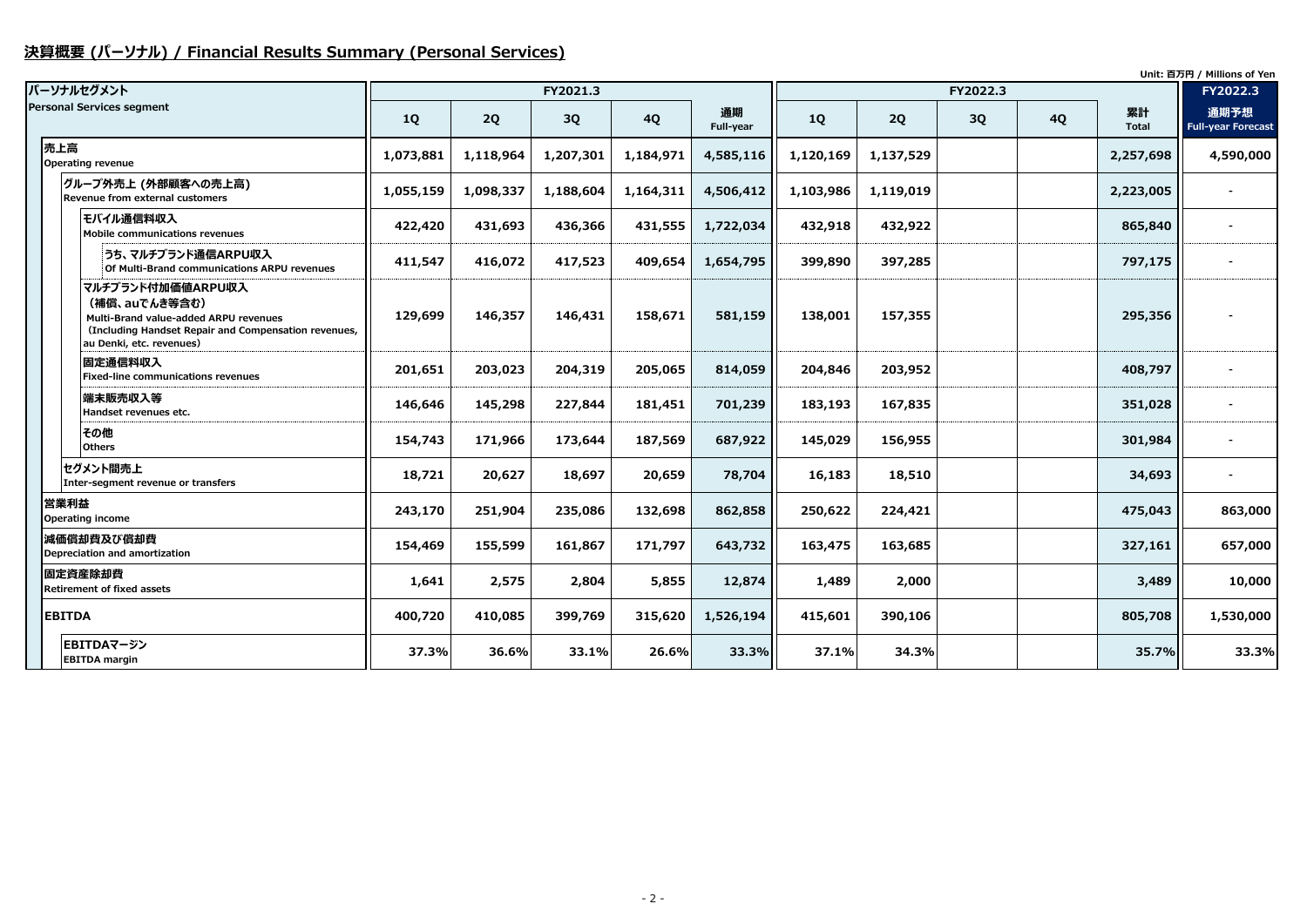## 決算概要 (パーソナル) / Financial Results Summary (Personal Services)

Unit: 百万円 / Millions of Yen

| パーソナルセグメント<br>Personal Services segment | FY2021.3 | | | | | FY2022.3 | | | | | FY2022.3 |
|---|---|---|---|---|---|---|---|---|---|---|---|
| | 1Q | 2Q | 3Q | 4Q | 通期<br>Full-year | 1Q | 2Q | 3Q | 4Q | 累計<br>Total | 通期予想<br>Full-year Forecast |
| 売上高<br>Operating revenue | 1,073,881 | 1,118,964 | 1,207,301 | 1,184,971 | 4,585,116 | 1,120,169 | 1,137,529 | | | 2,257,698 | 4,590,000 |
| グループ外売上 (外部顧客への売上高)<br>Revenue from external customers | 1,055,159 | 1,098,337 | 1,188,604 | 1,164,311 | 4,506,412 | 1,103,986 | 1,119,019 | | | 2,223,005 | - |
| モバイル通信料収入<br>Mobile communications revenues | 422,420 | 431,693 | 436,366 | 431,555 | 1,722,034 | 432,918 | 432,922 | | | 865,840 | - |
| うち、マルチブランド通信ARPU収入<br>Of Multi-Brand communications ARPU revenues | 411,547 | 416,072 | 417,523 | 409,654 | 1,654,795 | 399,890 | 397,285 | | | 797,175 | - |
| マルチブランド付加価値ARPU収入（補償、auでんき等含む）<br>Multi-Brand value-added ARPU revenues (Including Handset Repair and Compensation revenues, au Denki, etc. revenues) | 129,699 | 146,357 | 146,431 | 158,671 | 581,159 | 138,001 | 157,355 | | | 295,356 | - |
| 固定通信料収入<br>Fixed-line communications revenues | 201,651 | 203,023 | 204,319 | 205,065 | 814,059 | 204,846 | 203,952 | | | 408,797 | - |
| 端末販売収入等<br>Handset revenues etc. | 146,646 | 145,298 | 227,844 | 181,451 | 701,239 | 183,193 | 167,835 | | | 351,028 | - |
| その他<br>Others | 154,743 | 171,966 | 173,644 | 187,569 | 687,922 | 145,029 | 156,955 | | | 301,984 | - |
| セグメント間売上<br>Inter-segment revenue or transfers | 18,721 | 20,627 | 18,697 | 20,659 | 78,704 | 16,183 | 18,510 | | | 34,693 | - |
| 営業利益<br>Operating income | 243,170 | 251,904 | 235,086 | 132,698 | 862,858 | 250,622 | 224,421 | | | 475,043 | 863,000 |
| 減価償却費及び償却費<br>Depreciation and amortization | 154,469 | 155,599 | 161,867 | 171,797 | 643,732 | 163,475 | 163,685 | | | 327,161 | 657,000 |
| 固定資産除却費<br>Retirement of fixed assets | 1,641 | 2,575 | 2,804 | 5,855 | 12,874 | 1,489 | 2,000 | | | 3,489 | 10,000 |
| EBITDA | 400,720 | 410,085 | 399,769 | 315,620 | 1,526,194 | 415,601 | 390,106 | | | 805,708 | 1,530,000 |
| EBITDAマージン<br>EBITDA margin | 37.3% | 36.6% | 33.1% | 26.6% | 33.3% | 37.1% | 34.3% | | | 35.7% | 33.3% |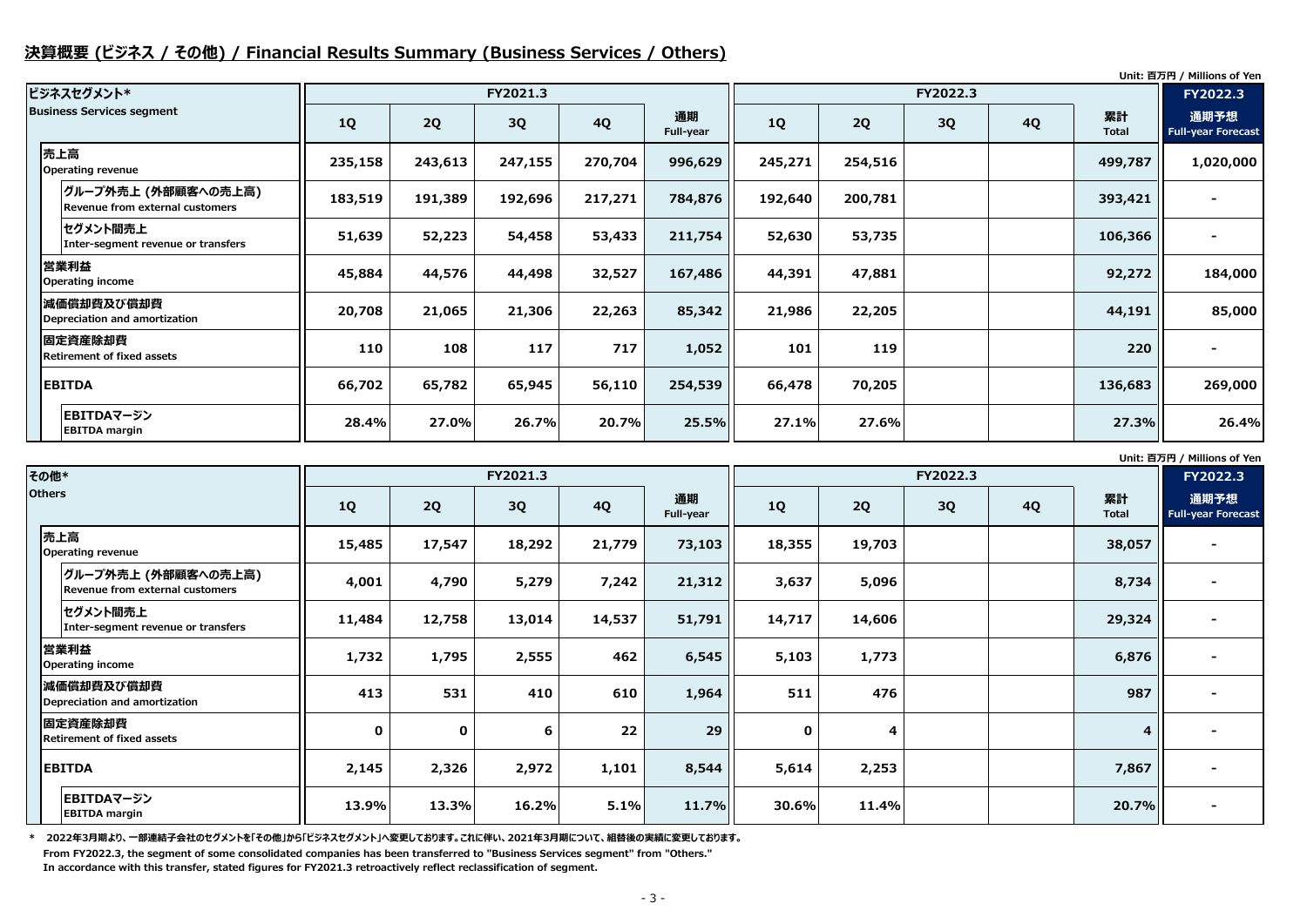## 決算概要 (ビジネス / その他) / Financial Results Summary (Business Services / Others)

Unit: 百万円 / Millions of Yen

| ビジネスセグメント* Business Services segment | FY2021.3 | | | | | FY2022.3 | | | | | FY2022.3 |
|---|---|---|---|---|---|---|---|---|---|---|---|
| | 1Q | 2Q | 3Q | 4Q | 通期 Full-year | 1Q | 2Q | 3Q | 4Q | 累計 Total | 通期予想 Full-year Forecast |
| 売上高 Operating revenue | 235,158 | 243,613 | 247,155 | 270,704 | 996,629 | 245,271 | 254,516 | | | 499,787 | 1,020,000 |
| グループ外売上 (外部顧客への売上高) Revenue from external customers | 183,519 | 191,389 | 192,696 | 217,271 | 784,876 | 192,640 | 200,781 | | | 393,421 | - |
| セグメント間売上 Inter-segment revenue or transfers | 51,639 | 52,223 | 54,458 | 53,433 | 211,754 | 52,630 | 53,735 | | | 106,366 | - |
| 営業利益 Operating income | 45,884 | 44,576 | 44,498 | 32,527 | 167,486 | 44,391 | 47,881 | | | 92,272 | 184,000 |
| 減価償却費及び償却費 Depreciation and amortization | 20,708 | 21,065 | 21,306 | 22,263 | 85,342 | 21,986 | 22,205 | | | 44,191 | 85,000 |
| 固定資産除却費 Retirement of fixed assets | 110 | 108 | 117 | 717 | 1,052 | 101 | 119 | | | 220 | - |
| EBITDA | 66,702 | 65,782 | 65,945 | 56,110 | 254,539 | 66,478 | 70,205 | | | 136,683 | 269,000 |
| EBITDAマージン EBITDA margin | 28.4% | 27.0% | 26.7% | 20.7% | 25.5% | 27.1% | 27.6% | | | 27.3% | 26.4% |

Unit: 百万円 / Millions of Yen

| その他* Others | FY2021.3 | | | | | FY2022.3 | | | | | FY2022.3 |
|---|---|---|---|---|---|---|---|---|---|---|---|
| | 1Q | 2Q | 3Q | 4Q | 通期 Full-year | 1Q | 2Q | 3Q | 4Q | 累計 Total | 通期予想 Full-year Forecast |
| 売上高 Operating revenue | 15,485 | 17,547 | 18,292 | 21,779 | 73,103 | 18,355 | 19,703 | | | 38,057 | - |
| グループ外売上 (外部顧客への売上高) Revenue from external customers | 4,001 | 4,790 | 5,279 | 7,242 | 21,312 | 3,637 | 5,096 | | | 8,734 | - |
| セグメント間売上 Inter-segment revenue or transfers | 11,484 | 12,758 | 13,014 | 14,537 | 51,791 | 14,717 | 14,606 | | | 29,324 | - |
| 営業利益 Operating income | 1,732 | 1,795 | 2,555 | 462 | 6,545 | 5,103 | 1,773 | | | 6,876 | - |
| 減価償却費及び償却費 Depreciation and amortization | 413 | 531 | 410 | 610 | 1,964 | 511 | 476 | | | 987 | - |
| 固定資産除却費 Retirement of fixed assets | 0 | 0 | 6 | 22 | 29 | 0 | 4 | | | 4 | - |
| EBITDA | 2,145 | 2,326 | 2,972 | 1,101 | 8,544 | 5,614 | 2,253 | | | 7,867 | - |
| EBITDAマージン EBITDA margin | 13.9% | 13.3% | 16.2% | 5.1% | 11.7% | 30.6% | 11.4% | | | 20.7% | - |

\* 2022年3月期より、一部連結子会社のセグメントを「その他」から「ビジネスセグメント」へ変更しております。これに伴い、2021年3月期について、組替後の実績に変更しております。
From FY2022.3, the segment of some consolidated companies has been transferred to "Business Services segment" from "Others."
In accordance with this transfer, stated figures for FY2021.3 retroactively reflect reclassification of segment.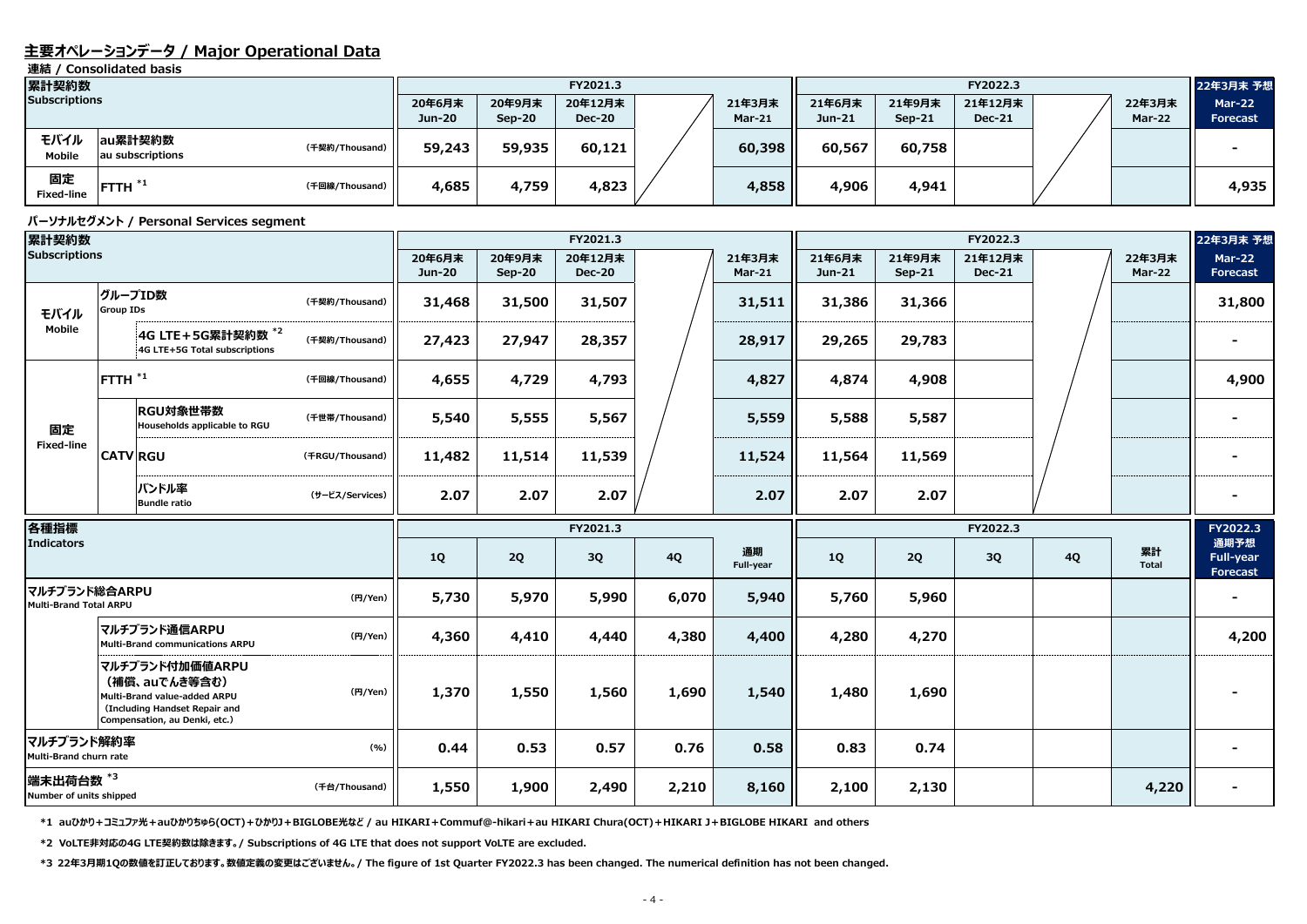## 主要オペレーションデータ / Major Operational Data

**連結 / Consolidated basis**

| 累計契約数 Subscriptions | | | 20年6月末 Jun-20 | 20年9月末 Sep-20 | 20年12月末 Dec-20 | | 21年3月末 Mar-21 | 21年6月末 Jun-21 | 21年9月末 Sep-21 | 21年12月末 Dec-21 | | 22年3月末 Mar-22 | 22年3月末 予想 Mar-22 Forecast |
|---|---|---|---|---|---|---|---|---|---|---|---|---|---|
| | | | FY2021.3 | | | | | FY2022.3 | | | | | |
| モバイル Mobile | au累計契約数 au subscriptions | (千契約/Thousand) | 59,243 | 59,935 | 60,121 | | 60,398 | 60,567 | 60,758 | | | | - |
| 固定 Fixed-line | FTTH *1 | (千回線/Thousand) | 4,685 | 4,759 | 4,823 | | 4,858 | 4,906 | 4,941 | | | | 4,935 |

**パーソナルセグメント / Personal Services segment**

| 累計契約数 Subscriptions | | | | 20年6月末 Jun-20 | 20年9月末 Sep-20 | 20年12月末 Dec-20 | | 21年3月末 Mar-21 | 21年6月末 Jun-21 | 21年9月末 Sep-21 | 21年12月末 Dec-21 | | 22年3月末 Mar-22 | 22年3月末 予想 Mar-22 Forecast |
|---|---|---|---|---|---|---|---|---|---|---|---|---|---|---|
| | | | | FY2021.3 | | | | | FY2022.3 | | | | | |
| モバイル Mobile | グループID数 Group IDs | | (千契約/Thousand) | 31,468 | 31,500 | 31,507 | | 31,511 | 31,386 | 31,366 | | | | 31,800 |
| | | 4G LTE+5G累計契約数 *2 4G LTE+5G Total subscriptions | (千契約/Thousand) | 27,423 | 27,947 | 28,357 | | 28,917 | 29,265 | 29,783 | | | | - |
| 固定 Fixed-line | FTTH *1 | | (千回線/Thousand) | 4,655 | 4,729 | 4,793 | | 4,827 | 4,874 | 4,908 | | | | 4,900 |
| | CATV | RGU対象世帯数 Households applicable to RGU | (千世帯/Thousand) | 5,540 | 5,555 | 5,567 | | 5,559 | 5,588 | 5,587 | | | | - |
| | | RGU | (千RGU/Thousand) | 11,482 | 11,514 | 11,539 | | 11,524 | 11,564 | 11,569 | | | | - |
| | | バンドル率 Bundle ratio | (サービス/Services) | 2.07 | 2.07 | 2.07 | | 2.07 | 2.07 | 2.07 | | | | - |

| 各種指標 Indicators | | | FY2021.3 1Q | 2Q | 3Q | 4Q | 通期 Full-year | FY2022.3 1Q | 2Q | 3Q | 4Q | 累計 Total | FY2022.3 通期予想 Full-year Forecast |
|---|---|---|---|---|---|---|---|---|---|---|---|---|---|
| マルチブランド総合ARPU Multi-Brand Total ARPU | | (円/Yen) | 5,730 | 5,970 | 5,990 | 6,070 | 5,940 | 5,760 | 5,960 | | | | - |
| | マルチブランド通信ARPU Multi-Brand communications ARPU | (円/Yen) | 4,360 | 4,410 | 4,440 | 4,380 | 4,400 | 4,280 | 4,270 | | | | 4,200 |
| | マルチブランド付加価値ARPU（補償、auでんき等含む） Multi-Brand value-added ARPU (Including Handset Repair and Compensation, au Denki, etc.) | (円/Yen) | 1,370 | 1,550 | 1,560 | 1,690 | 1,540 | 1,480 | 1,690 | | | | - |
| マルチブランド解約率 Multi-Brand churn rate | | (%) | 0.44 | 0.53 | 0.57 | 0.76 | 0.58 | 0.83 | 0.74 | | | | - |
| 端末出荷台数 *3 Number of units shipped | | (千台/Thousand) | 1,550 | 1,900 | 2,490 | 2,210 | 8,160 | 2,100 | 2,130 | | | 4,220 | - |

*1 auひかり+コミュファ光+auひかりちゅら(OCT)+ひかりJ+BIGLOBE光など / au HIKARI+Commuf@-hikari+au HIKARI Chura(OCT)+HIKARI J+BIGLOBE HIKARI and others

*2 VoLTE非対応の4G LTE契約数は除きます。/ Subscriptions of 4G LTE that does not support VoLTE are excluded.

*3 22年3月期1Qの数値を訂正しております。数値定義の変更はございません。/ The figure of 1st Quarter FY2022.3 has been changed. The numerical definition has not been changed.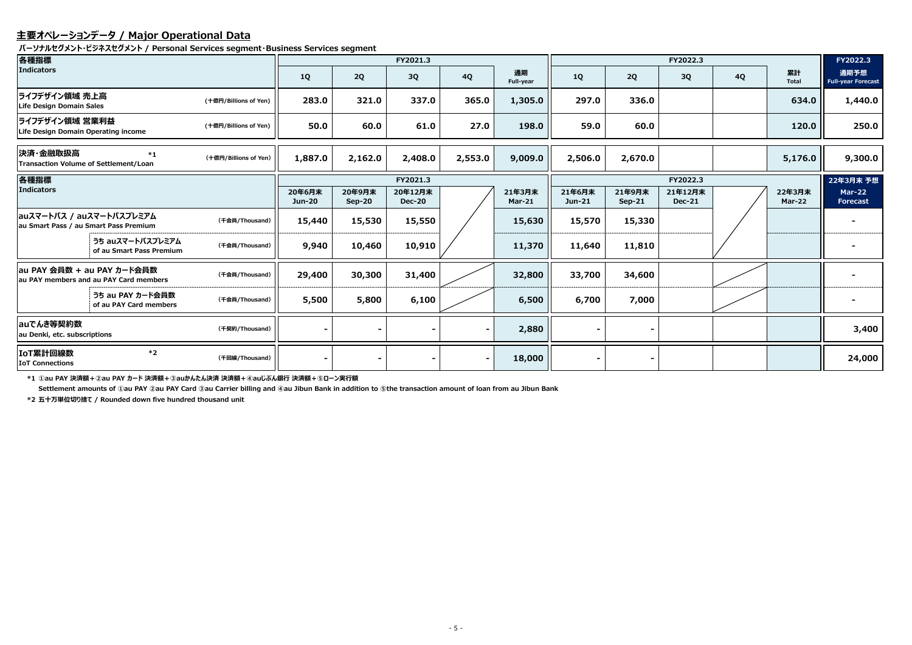## 主要オペレーションデータ / Major Operational Data

**パーソナルセグメント･ビジネスセグメント / Personal Services segment･Business Services segment**

| 各種指標 Indicators | | | FY2021.3 1Q | FY2021.3 2Q | FY2021.3 3Q | FY2021.3 4Q | FY2021.3 通期 Full-year | FY2022.3 1Q | FY2022.3 2Q | FY2022.3 3Q | FY2022.3 4Q | FY2022.3 累計 Total | FY2022.3 通期予想 Full-year Forecast |
|---|---|---|---|---|---|---|---|---|---|---|---|---|---|
| ライフデザイン領域 売上高 Life Design Domain Sales | | (十億円/Billions of Yen) | 283.0 | 321.0 | 337.0 | 365.0 | 1,305.0 | 297.0 | 336.0 | | | 634.0 | 1,440.0 |
| ライフデザイン領域 営業利益 Life Design Domain Operating income | | (十億円/Billions of Yen) | 50.0 | 60.0 | 61.0 | 27.0 | 198.0 | 59.0 | 60.0 | | | 120.0 | 250.0 |
| 決済･金融取扱高 *1 Transaction Volume of Settlement/Loan | | (十億円/Billions of Yen) | 1,887.0 | 2,162.0 | 2,408.0 | 2,553.0 | 9,009.0 | 2,506.0 | 2,670.0 | | | 5,176.0 | 9,300.0 |

| 各種指標 Indicators | | | FY2021.3 20年6月末 Jun-20 | FY2021.3 20年9月末 Sep-20 | FY2021.3 20年12月末 Dec-20 | | FY2021.3 21年3月末 Mar-21 | FY2022.3 21年6月末 Jun-21 | FY2022.3 21年9月末 Sep-21 | FY2022.3 21年12月末 Dec-21 | | FY2022.3 22年3月末 Mar-22 | 22年3月末 予想 Mar-22 Forecast |
|---|---|---|---|---|---|---|---|---|---|---|---|---|---|
| auスマートパス / auスマートパスプレミアム au Smart Pass / au Smart Pass Premium | | (千会員/Thousand) | 15,440 | 15,530 | 15,550 | | 15,630 | 15,570 | 15,330 | | | | - |
| | うち auスマートパスプレミアム of au Smart Pass Premium | (千会員/Thousand) | 9,940 | 10,460 | 10,910 | | 11,370 | 11,640 | 11,810 | | | | - |
| au PAY 会員数 + au PAY カード会員数 au PAY members and au PAY Card members | | (千会員/Thousand) | 29,400 | 30,300 | 31,400 | | 32,800 | 33,700 | 34,600 | | | | - |
| | うち au PAY カード会員数 of au PAY Card members | (千会員/Thousand) | 5,500 | 5,800 | 6,100 | | 6,500 | 6,700 | 7,000 | | | | - |
| auでんき等契約数 au Denki, etc. subscriptions | | (千契約/Thousand) | - | - | - | - | 2,880 | - | - | | | | 3,400 |
| IoT累計回線数 *2 IoT Connections | | (千回線/Thousand) | - | - | - | - | 18,000 | - | - | | | | 24,000 |

*1 ①au PAY 決済額＋②au PAY カード 決済額＋③auかんたん決済 決済額＋④auじぶん銀行 決済額＋⑤ローン実行額
Settlement amounts of ①au PAY ②au PAY Card ③au Carrier billing and ④au Jibun Bank in addition to ⑤the transaction amount of loan from au Jibun Bank

*2 五十万単位切り捨て / Rounded down five hundred thousand unit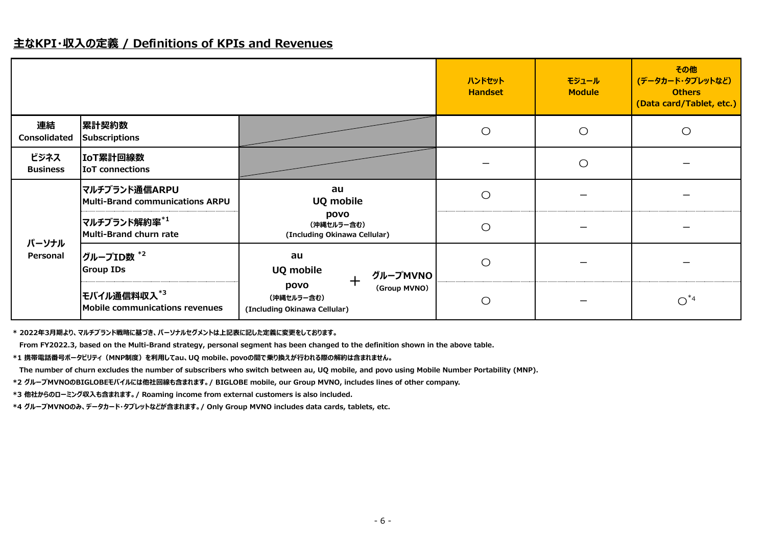## 主なKPI･収入の定義 / Definitions of KPIs and Revenues

| | | | ハンドセット<br>Handset | モジュール<br>Module | その他<br>(データカード･タブレットなど)<br>Others<br>(Data card/Tablet, etc.) |
|---|---|---|---|---|---|
| 連結<br>Consolidated | 累計契約数<br>Subscriptions | | ○ | ○ | ○ |
| ビジネス<br>Business | IoT累計回線数<br>IoT connections | | ー | ○ | ー |
| パーソナル<br>Personal | マルチブランド通信ARPU<br>Multi-Brand communications ARPU | au<br>UQ mobile<br>povo<br>(沖縄セルラー含む)<br>(Including Okinawa Cellular) | ○ | ー | ー |
| | マルチブランド解約率*1<br>Multi-Brand churn rate | | ○ | ー | ー |
| | グループID数 *2<br>Group IDs | au<br>UQ mobile<br>povo<br>(沖縄セルラー含む)<br>(Including Okinawa Cellular)<br>＋ グループMVNO (Group MVNO) | ○ | ー | ー |
| | モバイル通信料収入*3<br>Mobile communications revenues | | ○ | ー | ○*4 |

\* 2022年3月期より、マルチブランド戦略に基づき、パーソナルセグメントは上記表に記した定義に変更をしております。
From FY2022.3, based on the Multi-Brand strategy, personal segment has been changed to the definition shown in the above table.

*1 携帯電話番号ポータビリティ（MNP制度）を利用してau、UQ mobile、povoの間で乗り換えが行われる際の解約は含まれません。
The number of churn excludes the number of subscribers who switch between au, UQ mobile, and povo using Mobile Number Portability (MNP).

*2 グループMVNOのBIGLOBEモバイルには他社回線も含まれます。/ BIGLOBE mobile, our Group MVNO, includes lines of other company.

*3 他社からのローミング収入も含まれます。/ Roaming income from external customers is also included.

*4 グループMVNOのみ、データカード･タブレットなどが含まれます。/ Only Group MVNO includes data cards, tablets, etc.